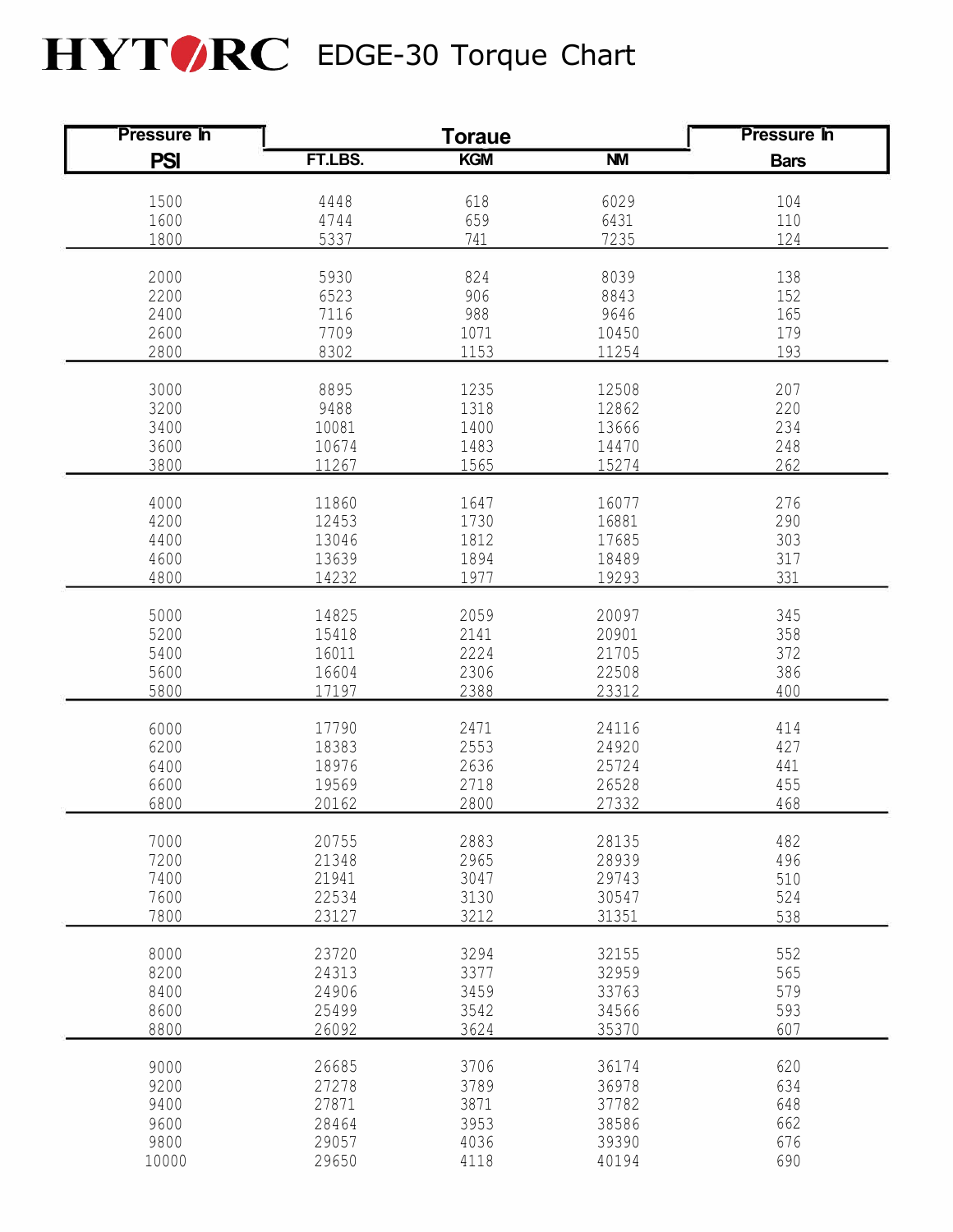# HYTORC EDGE-30 Torque Chart

| Pressure In | Toraue | | | Pressure In |
|---|---|---|---|---|
| PSI | FT.LBS. | KGM | NM | Bars |
| 1500 | 4448 | 618 | 6029 | 104 |
| 1600 | 4744 | 659 | 6431 | 110 |
| 1800 | 5337 | 741 | 7235 | 124 |
| 2000 | 5930 | 824 | 8039 | 138 |
| 2200 | 6523 | 906 | 8843 | 152 |
| 2400 | 7116 | 988 | 9646 | 165 |
| 2600 | 7709 | 1071 | 10450 | 179 |
| 2800 | 8302 | 1153 | 11254 | 193 |
| 3000 | 8895 | 1235 | 12508 | 207 |
| 3200 | 9488 | 1318 | 12862 | 220 |
| 3400 | 10081 | 1400 | 13666 | 234 |
| 3600 | 10674 | 1483 | 14470 | 248 |
| 3800 | 11267 | 1565 | 15274 | 262 |
| 4000 | 11860 | 1647 | 16077 | 276 |
| 4200 | 12453 | 1730 | 16881 | 290 |
| 4400 | 13046 | 1812 | 17685 | 303 |
| 4600 | 13639 | 1894 | 18489 | 317 |
| 4800 | 14232 | 1977 | 19293 | 331 |
| 5000 | 14825 | 2059 | 20097 | 345 |
| 5200 | 15418 | 2141 | 20901 | 358 |
| 5400 | 16011 | 2224 | 21705 | 372 |
| 5600 | 16604 | 2306 | 22508 | 386 |
| 5800 | 17197 | 2388 | 23312 | 400 |
| 6000 | 17790 | 2471 | 24116 | 414 |
| 6200 | 18383 | 2553 | 24920 | 427 |
| 6400 | 18976 | 2636 | 25724 | 441 |
| 6600 | 19569 | 2718 | 26528 | 455 |
| 6800 | 20162 | 2800 | 27332 | 468 |
| 7000 | 20755 | 2883 | 28135 | 482 |
| 7200 | 21348 | 2965 | 28939 | 496 |
| 7400 | 21941 | 3047 | 29743 | 510 |
| 7600 | 22534 | 3130 | 30547 | 524 |
| 7800 | 23127 | 3212 | 31351 | 538 |
| 8000 | 23720 | 3294 | 32155 | 552 |
| 8200 | 24313 | 3377 | 32959 | 565 |
| 8400 | 24906 | 3459 | 33763 | 579 |
| 8600 | 25499 | 3542 | 34566 | 593 |
| 8800 | 26092 | 3624 | 35370 | 607 |
| 9000 | 26685 | 3706 | 36174 | 620 |
| 9200 | 27278 | 3789 | 36978 | 634 |
| 9400 | 27871 | 3871 | 37782 | 648 |
| 9600 | 28464 | 3953 | 38586 | 662 |
| 9800 | 29057 | 4036 | 39390 | 676 |
| 10000 | 29650 | 4118 | 40194 | 690 |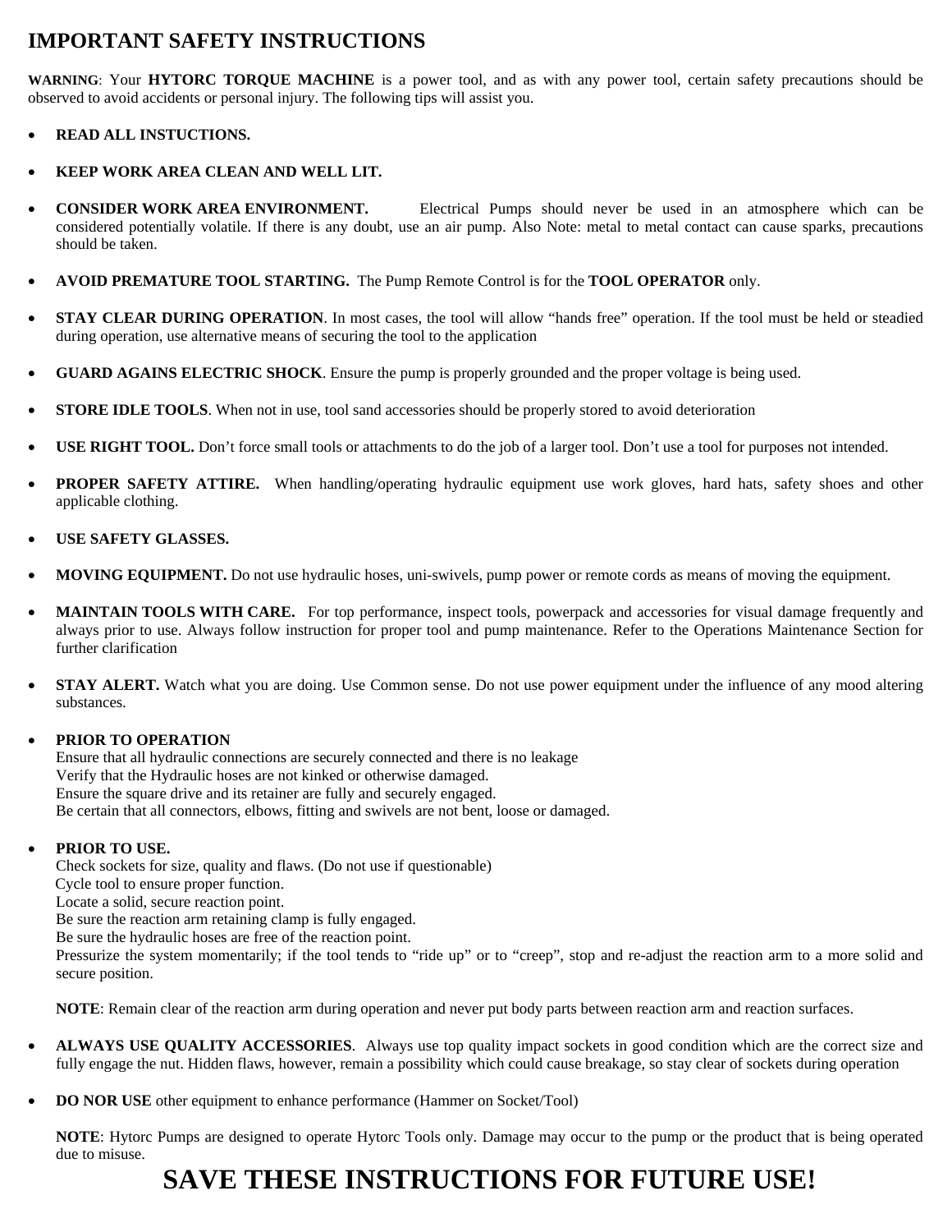# IMPORTANT SAFETY INSTRUCTIONS

**WARNING**: Your **HYTORC TORQUE MACHINE** is a power tool, and as with any power tool, certain safety precautions should be observed to avoid accidents or personal injury. The following tips will assist you.

- **READ ALL INSTUCTIONS.**
- **KEEP WORK AREA CLEAN AND WELL LIT.**
- **CONSIDER WORK AREA ENVIRONMENT.** Electrical Pumps should never be used in an atmosphere which can be considered potentially volatile. If there is any doubt, use an air pump. Also Note: metal to metal contact can cause sparks, precautions should be taken.
- **AVOID PREMATURE TOOL STARTING.** The Pump Remote Control is for the **TOOL OPERATOR** only.
- **STAY CLEAR DURING OPERATION**. In most cases, the tool will allow "hands free" operation. If the tool must be held or steadied during operation, use alternative means of securing the tool to the application
- **GUARD AGAINS ELECTRIC SHOCK**. Ensure the pump is properly grounded and the proper voltage is being used.
- **STORE IDLE TOOLS**. When not in use, tool sand accessories should be properly stored to avoid deterioration
- **USE RIGHT TOOL.** Don't force small tools or attachments to do the job of a larger tool. Don't use a tool for purposes not intended.
- **PROPER SAFETY ATTIRE.** When handling/operating hydraulic equipment use work gloves, hard hats, safety shoes and other applicable clothing.
- **USE SAFETY GLASSES.**
- **MOVING EQUIPMENT.** Do not use hydraulic hoses, uni-swivels, pump power or remote cords as means of moving the equipment.
- **MAINTAIN TOOLS WITH CARE.** For top performance, inspect tools, powerpack and accessories for visual damage frequently and always prior to use. Always follow instruction for proper tool and pump maintenance. Refer to the Operations Maintenance Section for further clarification
- **STAY ALERT.** Watch what you are doing. Use Common sense. Do not use power equipment under the influence of any mood altering substances.
- **PRIOR TO OPERATION**
  Ensure that all hydraulic connections are securely connected and there is no leakage
  Verify that the Hydraulic hoses are not kinked or otherwise damaged.
  Ensure the square drive and its retainer are fully and securely engaged.
  Be certain that all connectors, elbows, fitting and swivels are not bent, loose or damaged.
- **PRIOR TO USE.**
  Check sockets for size, quality and flaws. (Do not use if questionable)
  Cycle tool to ensure proper function.
  Locate a solid, secure reaction point.
  Be sure the reaction arm retaining clamp is fully engaged.
  Be sure the hydraulic hoses are free of the reaction point.
  Pressurize the system momentarily; if the tool tends to "ride up" or to "creep", stop and re-adjust the reaction arm to a more solid and secure position.

  **NOTE**: Remain clear of the reaction arm during operation and never put body parts between reaction arm and reaction surfaces.
- **ALWAYS USE QUALITY ACCESSORIES**. Always use top quality impact sockets in good condition which are the correct size and fully engage the nut. Hidden flaws, however, remain a possibility which could cause breakage, so stay clear of sockets during operation
- **DO NOR USE** other equipment to enhance performance (Hammer on Socket/Tool)

  **NOTE**: Hytorc Pumps are designed to operate Hytorc Tools only. Damage may occur to the pump or the product that is being operated due to misuse.

# SAVE THESE INSTRUCTIONS FOR FUTURE USE!